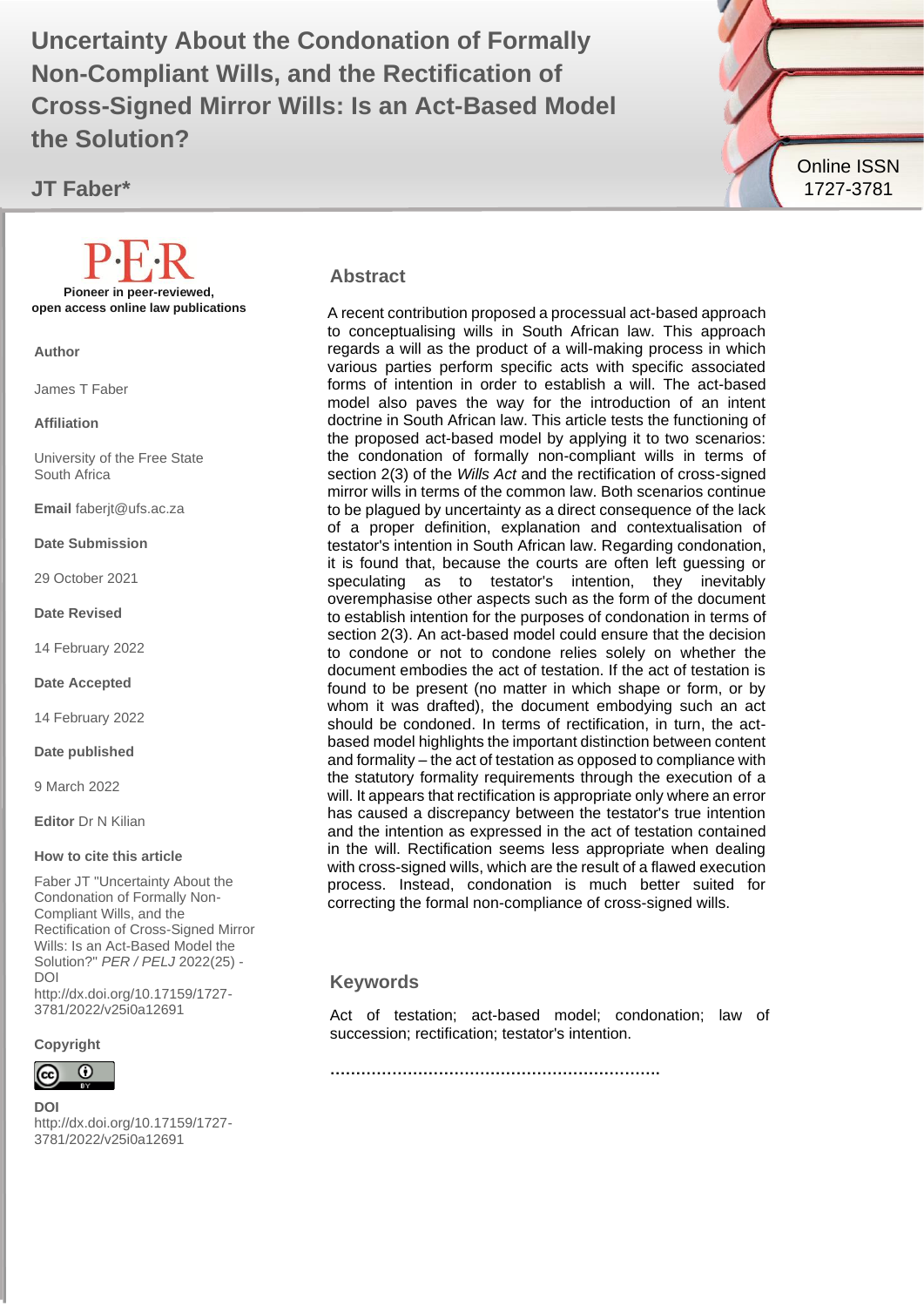# Uncertainty About the Condonation of Formally Non-Compliant Wills, and the Rectification of Cross-Signed Mirror Wills: Is an Act-Based Model the Solution?

**JT Faber***

Online ISSN 1727-3781

P·E·R
**Pioneer in peer-reviewed, open access online law publications**

**Author**

James T Faber

**Affiliation**

University of the Free State
South Africa

**Email** faberjt@ufs.ac.za

**Date Submission**

29 October 2021

**Date Revised**

14 February 2022

**Date Accepted**

14 February 2022

**Date published**

9 March 2022

**Editor** Dr N Kilian

**How to cite this article**

Faber JT "Uncertainty About the Condonation of Formally Non-Compliant Wills, and the Rectification of Cross-Signed Mirror Wills: Is an Act-Based Model the Solution?" *PER / PELJ* 2022(25) - DOI http://dx.doi.org/10.17159/1727-3781/2022/v25i0a12691

**Copyright**

**DOI**
http://dx.doi.org/10.17159/1727-3781/2022/v25i0a12691

## Abstract

A recent contribution proposed a processual act-based approach to conceptualising wills in South African law. This approach regards a will as the product of a will-making process in which various parties perform specific acts with specific associated forms of intention in order to establish a will. The act-based model also paves the way for the introduction of an intent doctrine in South African law. This article tests the functioning of the proposed act-based model by applying it to two scenarios: the condonation of formally non-compliant wills in terms of section 2(3) of the *Wills Act* and the rectification of cross-signed mirror wills in terms of the common law. Both scenarios continue to be plagued by uncertainty as a direct consequence of the lack of a proper definition, explanation and contextualisation of testator's intention in South African law. Regarding condonation, it is found that, because the courts are often left guessing or speculating as to testator's intention, they inevitably overemphasise other aspects such as the form of the document to establish intention for the purposes of condonation in terms of section 2(3). An act-based model could ensure that the decision to condone or not to condone relies solely on whether the document embodies the act of testation. If the act of testation is found to be present (no matter in which shape or form, or by whom it was drafted), the document embodying such an act should be condoned. In terms of rectification, in turn, the act-based model highlights the important distinction between content and formality – the act of testation as opposed to compliance with the statutory formality requirements through the execution of a will. It appears that rectification is appropriate only where an error has caused a discrepancy between the testator's true intention and the intention as expressed in the act of testation contained in the will. Rectification seems less appropriate when dealing with cross-signed wills, which are the result of a flawed execution process. Instead, condonation is much better suited for correcting the formal non-compliance of cross-signed wills.

## Keywords

Act of testation; act-based model; condonation; law of succession; rectification; testator's intention.

……………………………………………………….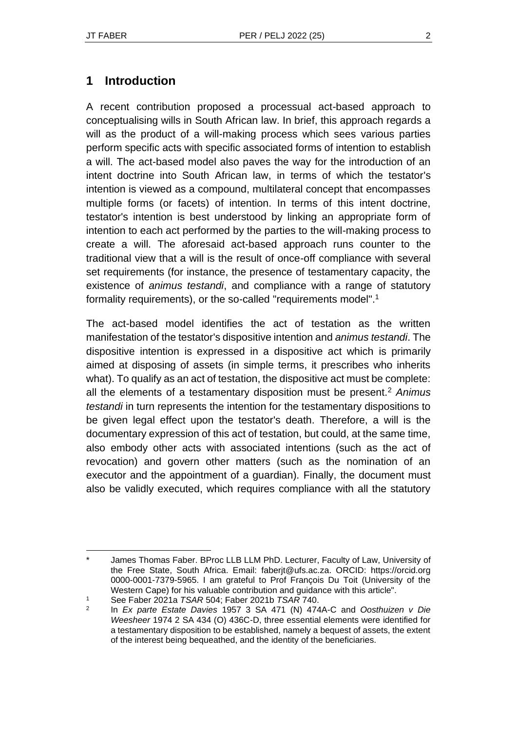## 1 Introduction

A recent contribution proposed a processual act-based approach to conceptualising wills in South African law. In brief, this approach regards a will as the product of a will-making process which sees various parties perform specific acts with specific associated forms of intention to establish a will. The act-based model also paves the way for the introduction of an intent doctrine into South African law, in terms of which the testator's intention is viewed as a compound, multilateral concept that encompasses multiple forms (or facets) of intention. In terms of this intent doctrine, testator's intention is best understood by linking an appropriate form of intention to each act performed by the parties to the will-making process to create a will. The aforesaid act-based approach runs counter to the traditional view that a will is the result of once-off compliance with several set requirements (for instance, the presence of testamentary capacity, the existence of *animus testandi*, and compliance with a range of statutory formality requirements), or the so-called "requirements model".[1]

The act-based model identifies the act of testation as the written manifestation of the testator's dispositive intention and *animus testandi*. The dispositive intention is expressed in a dispositive act which is primarily aimed at disposing of assets (in simple terms, it prescribes who inherits what). To qualify as an act of testation, the dispositive act must be complete: all the elements of a testamentary disposition must be present.[2] *Animus testandi* in turn represents the intention for the testamentary dispositions to be given legal effect upon the testator's death. Therefore, a will is the documentary expression of this act of testation, but could, at the same time, also embody other acts with associated intentions (such as the act of revocation) and govern other matters (such as the nomination of an executor and the appointment of a guardian). Finally, the document must also be validly executed, which requires compliance with all the statutory

---

\* James Thomas Faber. BProc LLB LLM PhD. Lecturer, Faculty of Law, University of the Free State, South Africa. Email: faberjt@ufs.ac.za. ORCID: https://orcid.org 0000-0001-7379-5965. I am grateful to Prof François Du Toit (University of the Western Cape) for his valuable contribution and guidance with this article".

1 See Faber 2021a *TSAR* 504; Faber 2021b *TSAR* 740.

2 In *Ex parte Estate Davies* 1957 3 SA 471 (N) 474A-C and *Oosthuizen v Die Weesheer* 1974 2 SA 434 (O) 436C-D, three essential elements were identified for a testamentary disposition to be established, namely a bequest of assets, the extent of the interest being bequeathed, and the identity of the beneficiaries.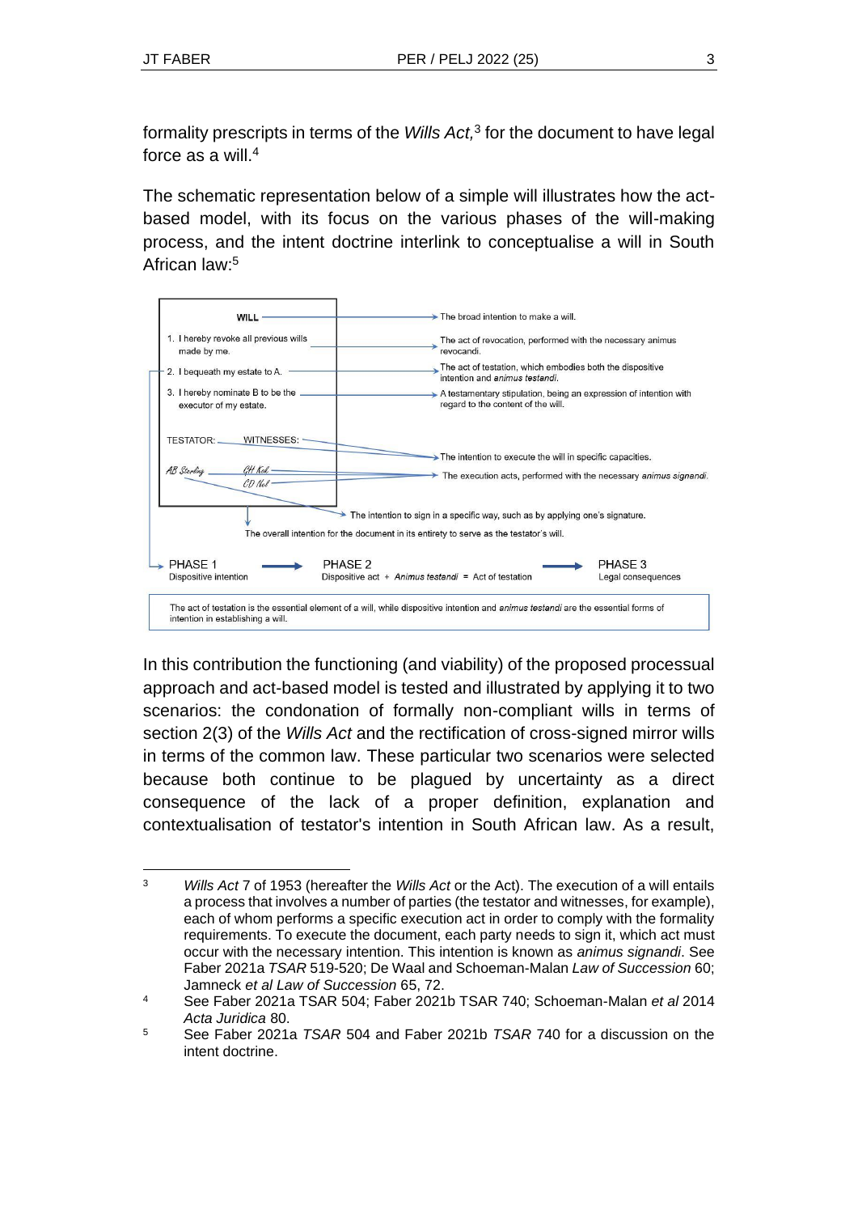formality prescripts in terms of the *Wills Act,*[3] for the document to have legal force as a will.[4]

The schematic representation below of a simple will illustrates how the act-based model, with its focus on the various phases of the will-making process, and the intent doctrine interlink to conceptualise a will in South African law:[5]

**WILL** → The broad intention to make a will.

1. I hereby revoke all previous wills made by me. → The act of revocation, performed with the necessary animus revocandi.
2. I bequeath my estate to A. → The act of testation, which embodies both the dispositive intention and *animus testandi*.
3. I hereby nominate B to be the executor of my estate. → A testamentary stipulation, being an expression of intention with regard to the content of the will.

TESTATOR: WITNESSES: → The intention to execute the will in specific capacities.

*AB Sterling* *GH Kok* *CD Nel* → The execution acts, performed with the necessary *animus signandi*.

→ The intention to sign in a specific way, such as by applying one's signature.

The overall intention for the document in its entirety to serve as the testator's will.

PHASE 1 (Dispositive intention) → PHASE 2 (Dispositive act + *Animus testandi* = Act of testation) → PHASE 3 (Legal consequences)

The act of testation is the essential element of a will, while dispositive intention and *animus testandi* are the essential forms of intention in establishing a will.

In this contribution the functioning (and viability) of the proposed processual approach and act-based model is tested and illustrated by applying it to two scenarios: the condonation of formally non-compliant wills in terms of section 2(3) of the *Wills Act* and the rectification of cross-signed mirror wills in terms of the common law. These particular two scenarios were selected because both continue to be plagued by uncertainty as a direct consequence of the lack of a proper definition, explanation and contextualisation of testator's intention in South African law. As a result,

---

[3] *Wills Act* 7 of 1953 (hereafter the *Wills Act* or the Act). The execution of a will entails a process that involves a number of parties (the testator and witnesses, for example), each of whom performs a specific execution act in order to comply with the formality requirements. To execute the document, each party needs to sign it, which act must occur with the necessary intention. This intention is known as *animus signandi*. See Faber 2021a *TSAR* 519-520; De Waal and Schoeman-Malan *Law of Succession* 60; Jamneck *et al Law of Succession* 65, 72.

[4] See Faber 2021a TSAR 504; Faber 2021b TSAR 740; Schoeman-Malan *et al* 2014 *Acta Juridica* 80.

[5] See Faber 2021a *TSAR* 504 and Faber 2021b *TSAR* 740 for a discussion on the intent doctrine.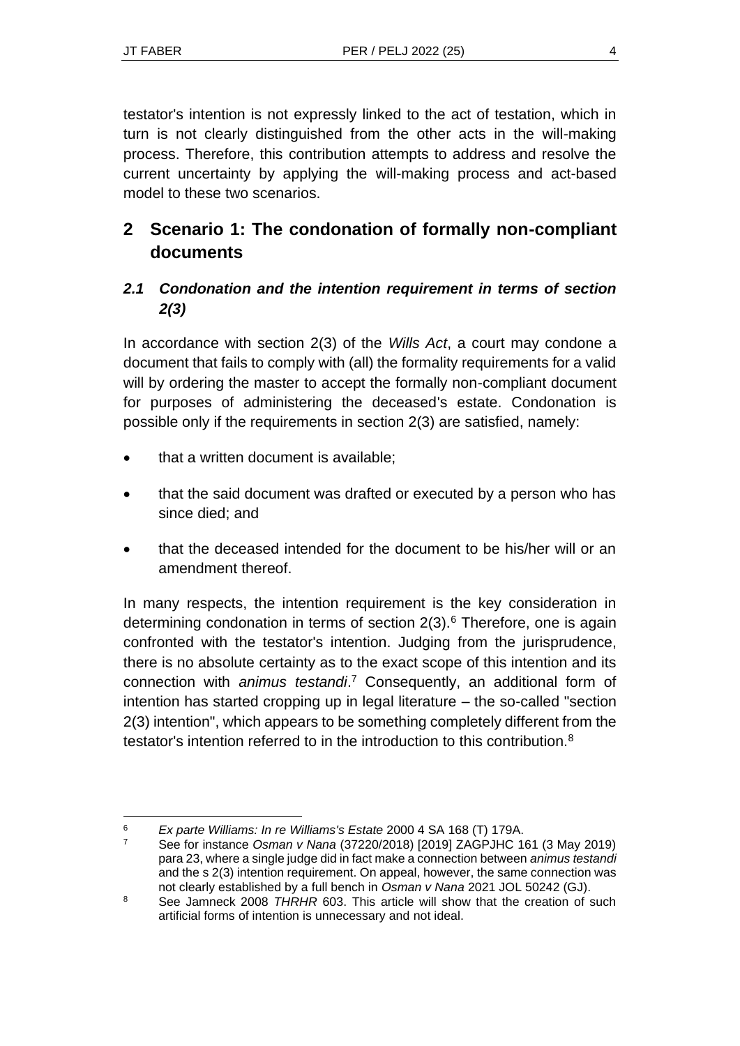testator's intention is not expressly linked to the act of testation, which in turn is not clearly distinguished from the other acts in the will-making process. Therefore, this contribution attempts to address and resolve the current uncertainty by applying the will-making process and act-based model to these two scenarios.

## 2 Scenario 1: The condonation of formally non-compliant documents

### *2.1 Condonation and the intention requirement in terms of section 2(3)*

In accordance with section 2(3) of the *Wills Act*, a court may condone a document that fails to comply with (all) the formality requirements for a valid will by ordering the master to accept the formally non-compliant document for purposes of administering the deceased's estate. Condonation is possible only if the requirements in section 2(3) are satisfied, namely:

- that a written document is available;
- that the said document was drafted or executed by a person who has since died; and
- that the deceased intended for the document to be his/her will or an amendment thereof.

In many respects, the intention requirement is the key consideration in determining condonation in terms of section 2(3).[6] Therefore, one is again confronted with the testator's intention. Judging from the jurisprudence, there is no absolute certainty as to the exact scope of this intention and its connection with *animus testandi*.[7] Consequently, an additional form of intention has started cropping up in legal literature – the so-called "section 2(3) intention", which appears to be something completely different from the testator's intention referred to in the introduction to this contribution.[8]

---

[6] *Ex parte Williams: In re Williams's Estate* 2000 4 SA 168 (T) 179A.

[7] See for instance *Osman v Nana* (37220/2018) [2019] ZAGPJHC 161 (3 May 2019) para 23, where a single judge did in fact make a connection between *animus testandi* and the s 2(3) intention requirement. On appeal, however, the same connection was not clearly established by a full bench in *Osman v Nana* 2021 JOL 50242 (GJ).

[8] See Jamneck 2008 *THRHR* 603. This article will show that the creation of such artificial forms of intention is unnecessary and not ideal.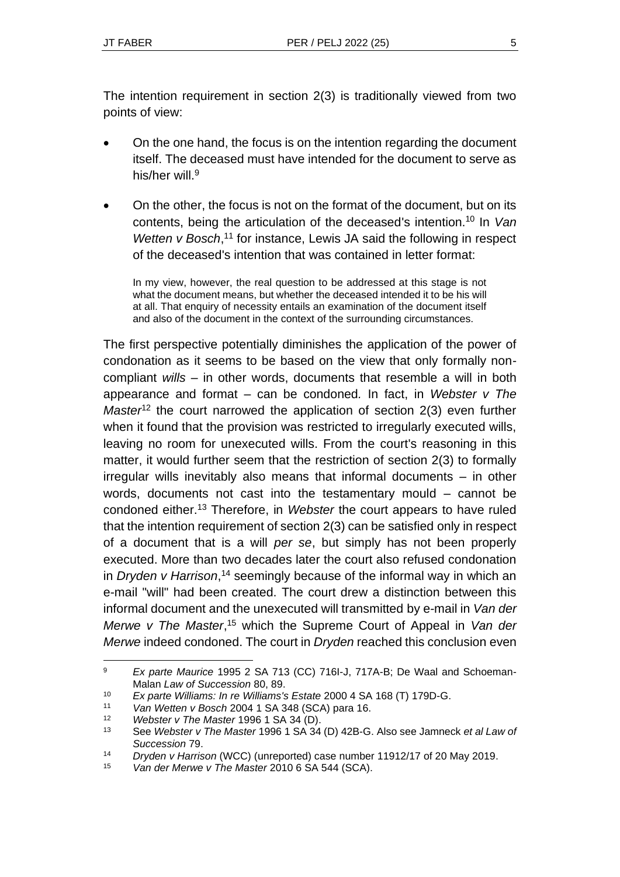The intention requirement in section 2(3) is traditionally viewed from two points of view:

- On the one hand, the focus is on the intention regarding the document itself. The deceased must have intended for the document to serve as his/her will.[9]
- On the other, the focus is not on the format of the document, but on its contents, being the articulation of the deceased's intention.[10] In *Van Wetten v Bosch*,[11] for instance, Lewis JA said the following in respect of the deceased's intention that was contained in letter format:

  > In my view, however, the real question to be addressed at this stage is not what the document means, but whether the deceased intended it to be his will at all. That enquiry of necessity entails an examination of the document itself and also of the document in the context of the surrounding circumstances.

The first perspective potentially diminishes the application of the power of condonation as it seems to be based on the view that only formally non-compliant *wills* – in other words, documents that resemble a will in both appearance and format – can be condoned*.* In fact, in *Webster v The Master*[12] the court narrowed the application of section 2(3) even further when it found that the provision was restricted to irregularly executed wills, leaving no room for unexecuted wills. From the court's reasoning in this matter, it would further seem that the restriction of section 2(3) to formally irregular wills inevitably also means that informal documents – in other words, documents not cast into the testamentary mould – cannot be condoned either.[13] Therefore, in *Webster* the court appears to have ruled that the intention requirement of section 2(3) can be satisfied only in respect of a document that is a will *per se*, but simply has not been properly executed. More than two decades later the court also refused condonation in *Dryden v Harrison*,[14] seemingly because of the informal way in which an e-mail "will" had been created. The court drew a distinction between this informal document and the unexecuted will transmitted by e-mail in *Van der Merwe v The Master*,[15] which the Supreme Court of Appeal in *Van der Merwe* indeed condoned. The court in *Dryden* reached this conclusion even

---

[9] *Ex parte Maurice* 1995 2 SA 713 (CC) 716I-J, 717A-B; De Waal and Schoeman-Malan *Law of Succession* 80, 89.

[10] *Ex parte Williams: In re Williams's Estate* 2000 4 SA 168 (T) 179D-G.

[11] *Van Wetten v Bosch* 2004 1 SA 348 (SCA) para 16.

[12] *Webster v The Master* 1996 1 SA 34 (D).

[13] See *Webster v The Master* 1996 1 SA 34 (D) 42B-G. Also see Jamneck *et al Law of Succession* 79.

[14] *Dryden v Harrison* (WCC) (unreported) case number 11912/17 of 20 May 2019.

[15] *Van der Merwe v The Master* 2010 6 SA 544 (SCA).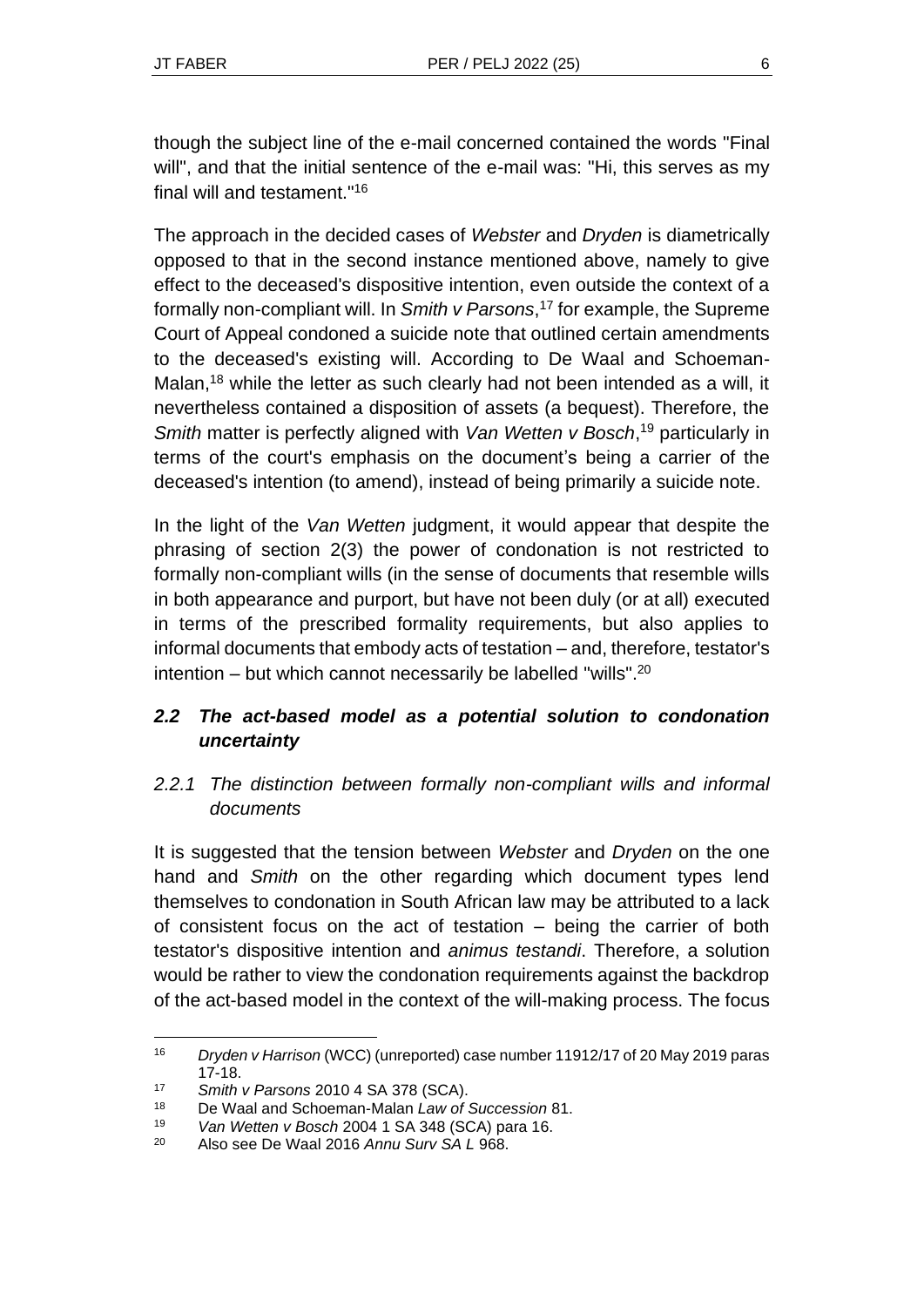though the subject line of the e-mail concerned contained the words "Final will", and that the initial sentence of the e-mail was: "Hi, this serves as my final will and testament."[16]

The approach in the decided cases of *Webster* and *Dryden* is diametrically opposed to that in the second instance mentioned above, namely to give effect to the deceased's dispositive intention, even outside the context of a formally non-compliant will. In *Smith v Parsons*,[17] for example, the Supreme Court of Appeal condoned a suicide note that outlined certain amendments to the deceased's existing will. According to De Waal and Schoeman-Malan,[18] while the letter as such clearly had not been intended as a will, it nevertheless contained a disposition of assets (a bequest). Therefore, the *Smith* matter is perfectly aligned with *Van Wetten v Bosch*,[19] particularly in terms of the court's emphasis on the document's being a carrier of the deceased's intention (to amend), instead of being primarily a suicide note.

In the light of the *Van Wetten* judgment, it would appear that despite the phrasing of section 2(3) the power of condonation is not restricted to formally non-compliant wills (in the sense of documents that resemble wills in both appearance and purport, but have not been duly (or at all) executed in terms of the prescribed formality requirements, but also applies to informal documents that embody acts of testation – and, therefore, testator's intention – but which cannot necessarily be labelled "wills".[20]

### *2.2 The act-based model as a potential solution to condonation uncertainty*

#### *2.2.1 The distinction between formally non-compliant wills and informal documents*

It is suggested that the tension between *Webster* and *Dryden* on the one hand and *Smith* on the other regarding which document types lend themselves to condonation in South African law may be attributed to a lack of consistent focus on the act of testation – being the carrier of both testator's dispositive intention and *animus testandi*. Therefore, a solution would be rather to view the condonation requirements against the backdrop of the act-based model in the context of the will-making process. The focus

---

[16] *Dryden v Harrison* (WCC) (unreported) case number 11912/17 of 20 May 2019 paras 17-18.

[17] *Smith v Parsons* 2010 4 SA 378 (SCA).

[18] De Waal and Schoeman-Malan *Law of Succession* 81.

[19] *Van Wetten v Bosch* 2004 1 SA 348 (SCA) para 16.

[20] Also see De Waal 2016 *Annu Surv SA L* 968.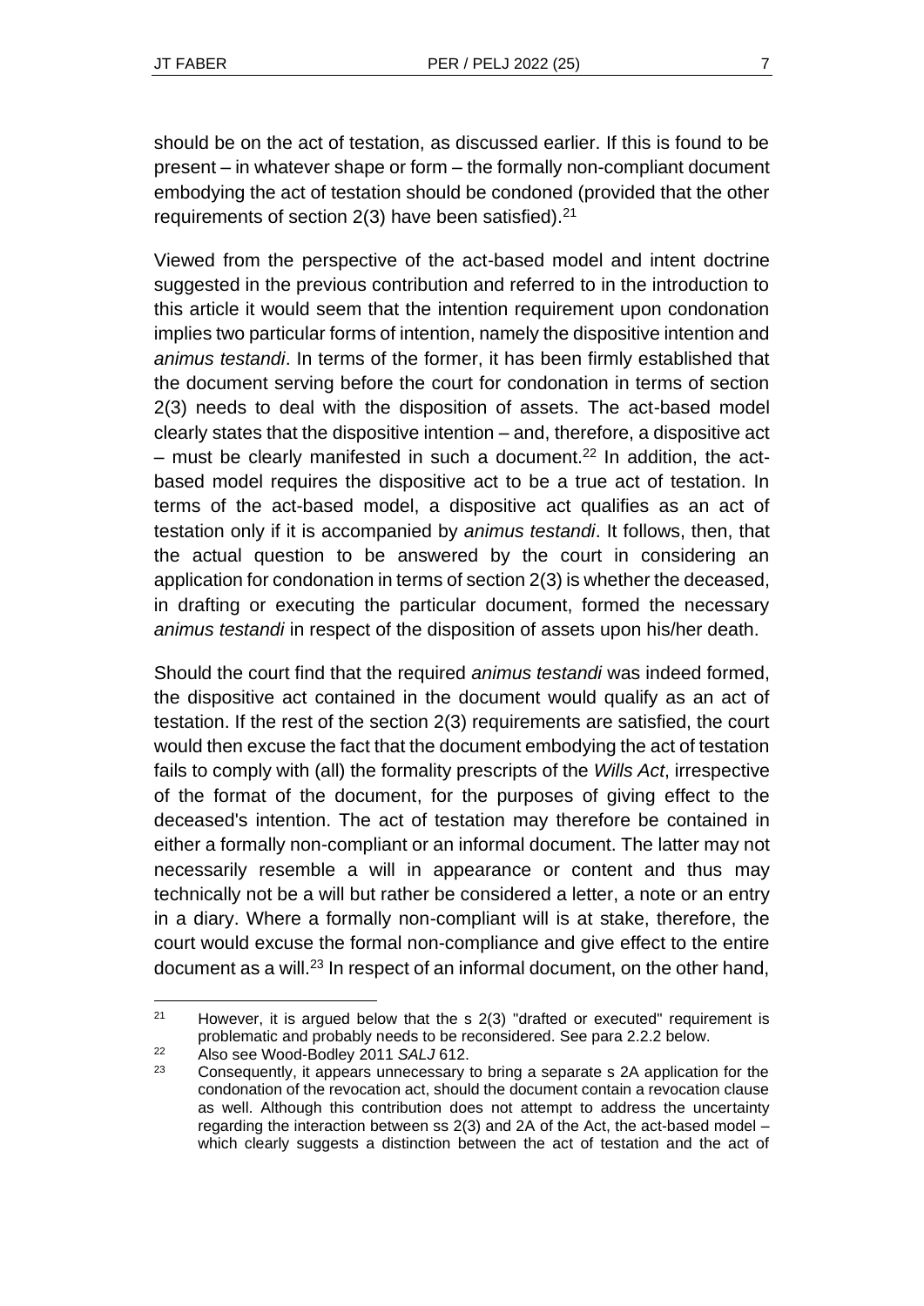should be on the act of testation, as discussed earlier. If this is found to be present – in whatever shape or form – the formally non-compliant document embodying the act of testation should be condoned (provided that the other requirements of section 2(3) have been satisfied).[21]

Viewed from the perspective of the act-based model and intent doctrine suggested in the previous contribution and referred to in the introduction to this article it would seem that the intention requirement upon condonation implies two particular forms of intention, namely the dispositive intention and *animus testandi*. In terms of the former, it has been firmly established that the document serving before the court for condonation in terms of section 2(3) needs to deal with the disposition of assets. The act-based model clearly states that the dispositive intention – and, therefore, a dispositive act – must be clearly manifested in such a document.[22] In addition, the act-based model requires the dispositive act to be a true act of testation. In terms of the act-based model, a dispositive act qualifies as an act of testation only if it is accompanied by *animus testandi*. It follows, then, that the actual question to be answered by the court in considering an application for condonation in terms of section 2(3) is whether the deceased, in drafting or executing the particular document, formed the necessary *animus testandi* in respect of the disposition of assets upon his/her death.

Should the court find that the required *animus testandi* was indeed formed, the dispositive act contained in the document would qualify as an act of testation. If the rest of the section 2(3) requirements are satisfied, the court would then excuse the fact that the document embodying the act of testation fails to comply with (all) the formality prescripts of the *Wills Act*, irrespective of the format of the document, for the purposes of giving effect to the deceased's intention. The act of testation may therefore be contained in either a formally non-compliant or an informal document. The latter may not necessarily resemble a will in appearance or content and thus may technically not be a will but rather be considered a letter, a note or an entry in a diary. Where a formally non-compliant will is at stake, therefore, the court would excuse the formal non-compliance and give effect to the entire document as a will.[23] In respect of an informal document, on the other hand,

---

[21] However, it is argued below that the s 2(3) "drafted or executed" requirement is problematic and probably needs to be reconsidered. See para 2.2.2 below.

[22] Also see Wood-Bodley 2011 *SALJ* 612.

[23] Consequently, it appears unnecessary to bring a separate s 2A application for the condonation of the revocation act, should the document contain a revocation clause as well. Although this contribution does not attempt to address the uncertainty regarding the interaction between ss 2(3) and 2A of the Act, the act-based model – which clearly suggests a distinction between the act of testation and the act of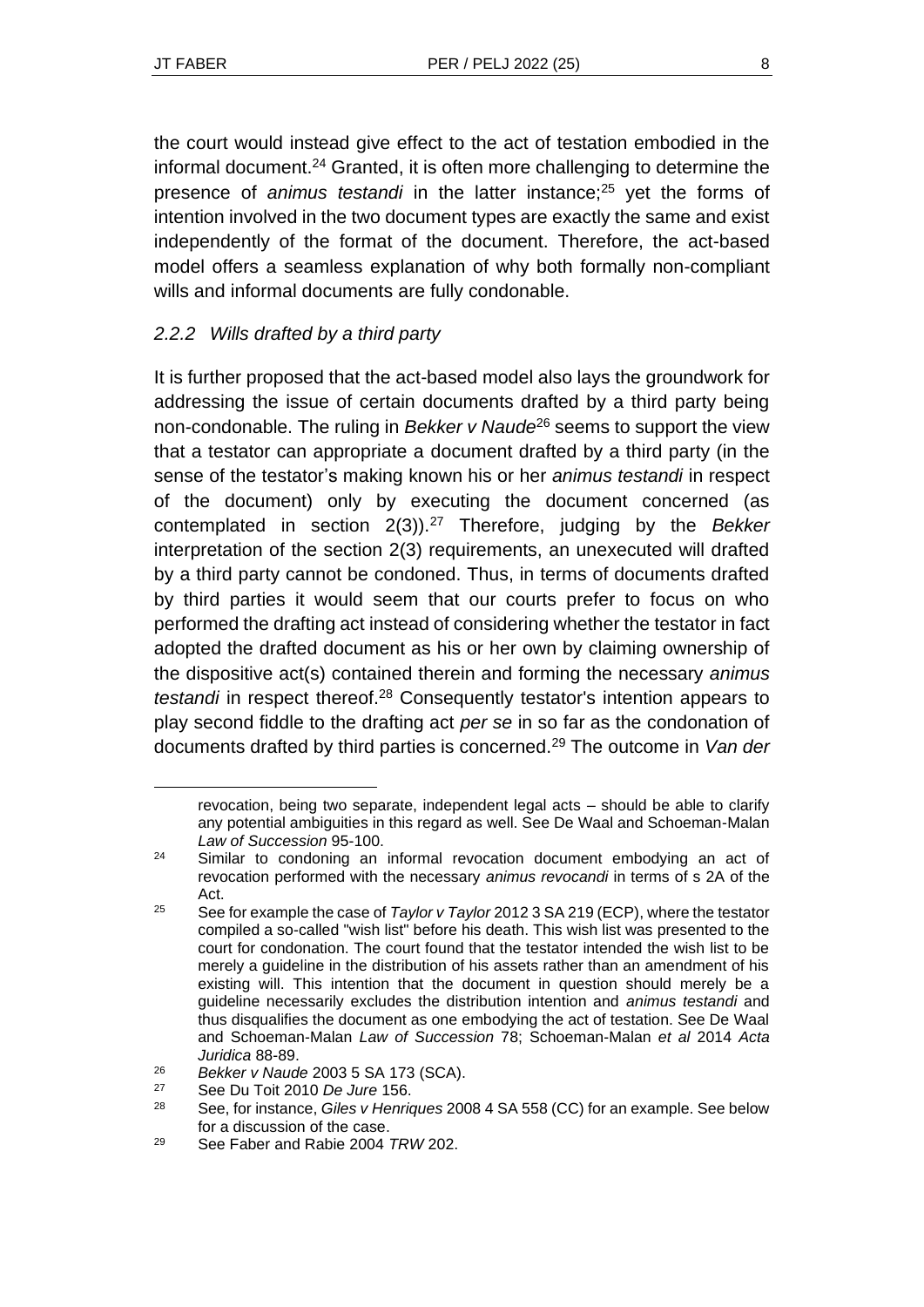the court would instead give effect to the act of testation embodied in the informal document.[24] Granted, it is often more challenging to determine the presence of *animus testandi* in the latter instance;[25] yet the forms of intention involved in the two document types are exactly the same and exist independently of the format of the document. Therefore, the act-based model offers a seamless explanation of why both formally non-compliant wills and informal documents are fully condonable.

### *2.2.2 Wills drafted by a third party*

It is further proposed that the act-based model also lays the groundwork for addressing the issue of certain documents drafted by a third party being non-condonable. The ruling in *Bekker v Naude*[26] seems to support the view that a testator can appropriate a document drafted by a third party (in the sense of the testator's making known his or her *animus testandi* in respect of the document) only by executing the document concerned (as contemplated in section 2(3)).[27] Therefore, judging by the *Bekker* interpretation of the section 2(3) requirements, an unexecuted will drafted by a third party cannot be condoned. Thus, in terms of documents drafted by third parties it would seem that our courts prefer to focus on who performed the drafting act instead of considering whether the testator in fact adopted the drafted document as his or her own by claiming ownership of the dispositive act(s) contained therein and forming the necessary *animus testandi* in respect thereof.[28] Consequently testator's intention appears to play second fiddle to the drafting act *per se* in so far as the condonation of documents drafted by third parties is concerned.[29] The outcome in *Van der*

revocation, being two separate, independent legal acts – should be able to clarify any potential ambiguities in this regard as well. See De Waal and Schoeman-Malan *Law of Succession* 95-100.

[24] Similar to condoning an informal revocation document embodying an act of revocation performed with the necessary *animus revocandi* in terms of s 2A of the Act.

[25] See for example the case of *Taylor v Taylor* 2012 3 SA 219 (ECP), where the testator compiled a so-called "wish list" before his death. This wish list was presented to the court for condonation. The court found that the testator intended the wish list to be merely a guideline in the distribution of his assets rather than an amendment of his existing will. This intention that the document in question should merely be a guideline necessarily excludes the distribution intention and *animus testandi* and thus disqualifies the document as one embodying the act of testation. See De Waal and Schoeman-Malan *Law of Succession* 78; Schoeman-Malan *et al* 2014 *Acta Juridica* 88-89.

[26] *Bekker v Naude* 2003 5 SA 173 (SCA).

[27] See Du Toit 2010 *De Jure* 156.

[28] See, for instance, *Giles v Henriques* 2008 4 SA 558 (CC) for an example. See below for a discussion of the case.

[29] See Faber and Rabie 2004 *TRW* 202.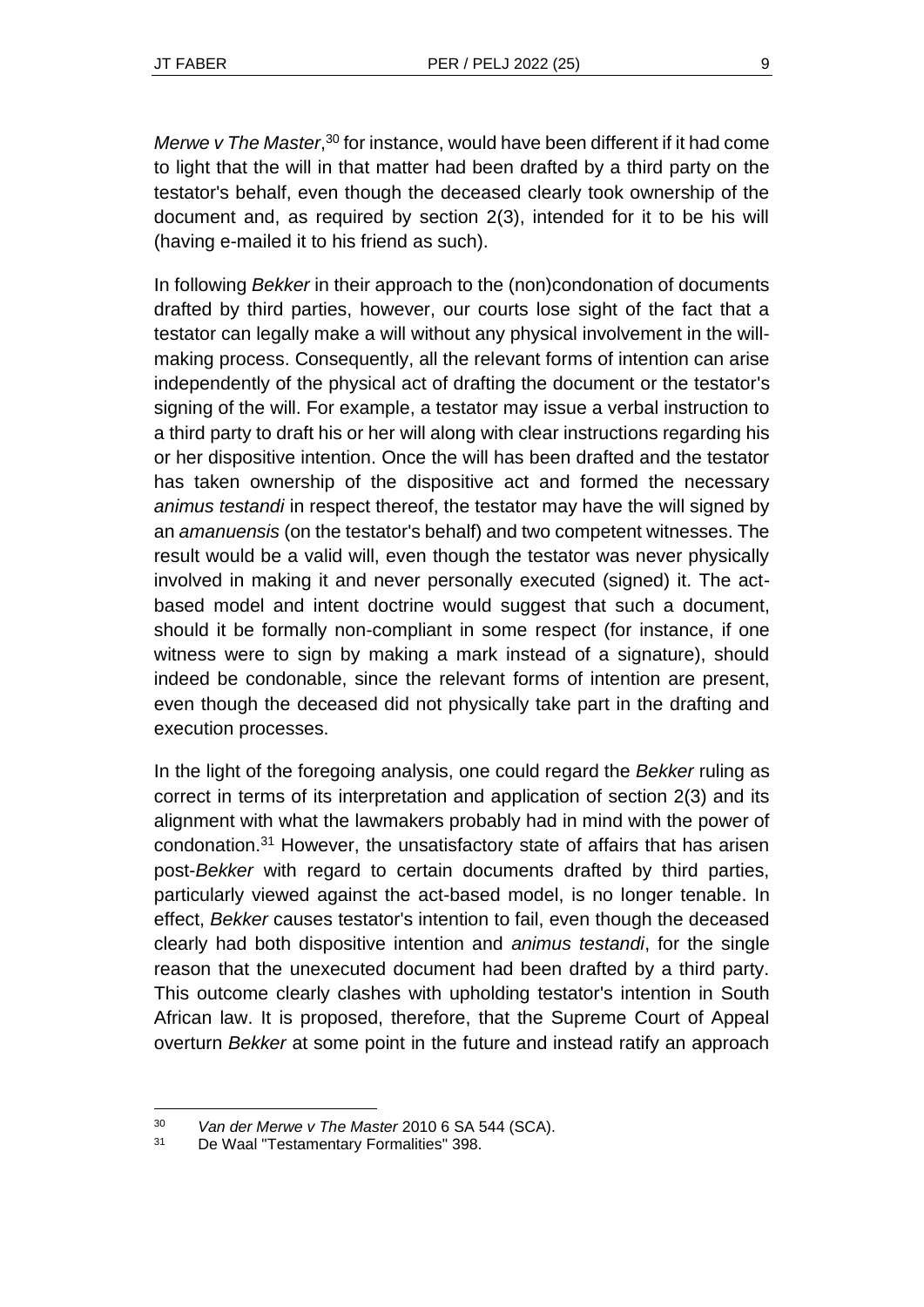*Merwe v The Master*,[30] for instance, would have been different if it had come to light that the will in that matter had been drafted by a third party on the testator's behalf, even though the deceased clearly took ownership of the document and, as required by section 2(3), intended for it to be his will (having e-mailed it to his friend as such).

In following *Bekker* in their approach to the (non)condonation of documents drafted by third parties, however, our courts lose sight of the fact that a testator can legally make a will without any physical involvement in the will-making process. Consequently, all the relevant forms of intention can arise independently of the physical act of drafting the document or the testator's signing of the will. For example, a testator may issue a verbal instruction to a third party to draft his or her will along with clear instructions regarding his or her dispositive intention. Once the will has been drafted and the testator has taken ownership of the dispositive act and formed the necessary *animus testandi* in respect thereof, the testator may have the will signed by an *amanuensis* (on the testator's behalf) and two competent witnesses. The result would be a valid will, even though the testator was never physically involved in making it and never personally executed (signed) it. The act-based model and intent doctrine would suggest that such a document, should it be formally non-compliant in some respect (for instance, if one witness were to sign by making a mark instead of a signature), should indeed be condonable, since the relevant forms of intention are present, even though the deceased did not physically take part in the drafting and execution processes.

In the light of the foregoing analysis, one could regard the *Bekker* ruling as correct in terms of its interpretation and application of section 2(3) and its alignment with what the lawmakers probably had in mind with the power of condonation.[31] However, the unsatisfactory state of affairs that has arisen post-*Bekker* with regard to certain documents drafted by third parties, particularly viewed against the act-based model, is no longer tenable. In effect, *Bekker* causes testator's intention to fail, even though the deceased clearly had both dispositive intention and *animus testandi*, for the single reason that the unexecuted document had been drafted by a third party. This outcome clearly clashes with upholding testator's intention in South African law. It is proposed, therefore, that the Supreme Court of Appeal overturn *Bekker* at some point in the future and instead ratify an approach

---

[30] *Van der Merwe v The Master* 2010 6 SA 544 (SCA).

[31] De Waal "Testamentary Formalities" 398.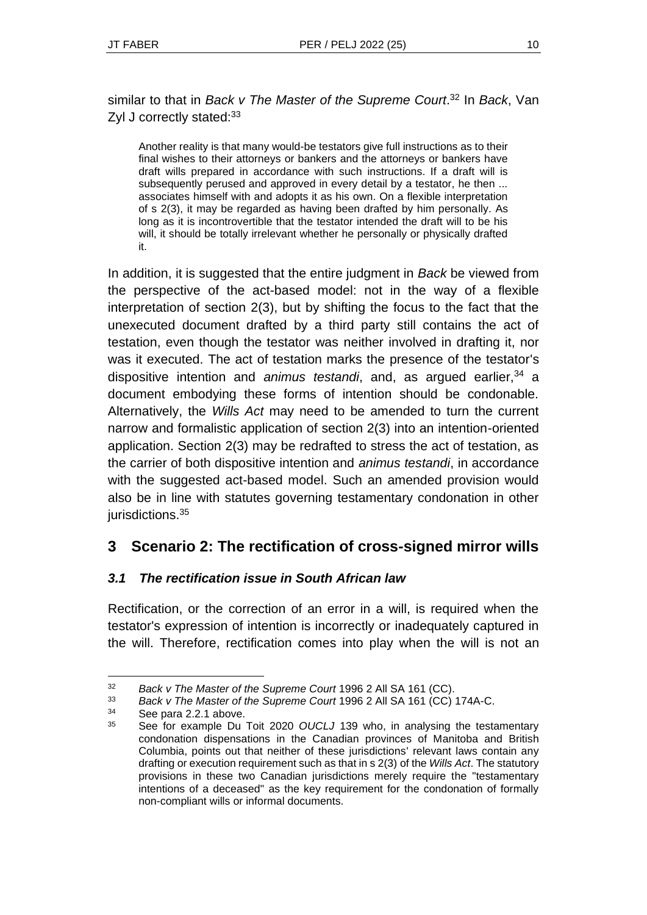similar to that in *Back v The Master of the Supreme Court*.[32] In *Back*, Van Zyl J correctly stated:[33]

> Another reality is that many would-be testators give full instructions as to their final wishes to their attorneys or bankers and the attorneys or bankers have draft wills prepared in accordance with such instructions. If a draft will is subsequently perused and approved in every detail by a testator, he then ... associates himself with and adopts it as his own. On a flexible interpretation of s 2(3), it may be regarded as having been drafted by him personally. As long as it is incontrovertible that the testator intended the draft will to be his will, it should be totally irrelevant whether he personally or physically drafted it.

In addition, it is suggested that the entire judgment in *Back* be viewed from the perspective of the act-based model: not in the way of a flexible interpretation of section 2(3), but by shifting the focus to the fact that the unexecuted document drafted by a third party still contains the act of testation, even though the testator was neither involved in drafting it, nor was it executed. The act of testation marks the presence of the testator's dispositive intention and *animus testandi*, and, as argued earlier,[34] a document embodying these forms of intention should be condonable. Alternatively, the *Wills Act* may need to be amended to turn the current narrow and formalistic application of section 2(3) into an intention-oriented application. Section 2(3) may be redrafted to stress the act of testation, as the carrier of both dispositive intention and *animus testandi*, in accordance with the suggested act-based model. Such an amended provision would also be in line with statutes governing testamentary condonation in other jurisdictions.[35]

## 3 Scenario 2: The rectification of cross-signed mirror wills

### *3.1 The rectification issue in South African law*

Rectification, or the correction of an error in a will, is required when the testator's expression of intention is incorrectly or inadequately captured in the will. Therefore, rectification comes into play when the will is not an

---

[32] *Back v The Master of the Supreme Court* 1996 2 All SA 161 (CC).

[33] *Back v The Master of the Supreme Court* 1996 2 All SA 161 (CC) 174A-C.

[34] See para 2.2.1 above.

[35] See for example Du Toit 2020 *OUCLJ* 139 who, in analysing the testamentary condonation dispensations in the Canadian provinces of Manitoba and British Columbia, points out that neither of these jurisdictions' relevant laws contain any drafting or execution requirement such as that in s 2(3) of the *Wills Act*. The statutory provisions in these two Canadian jurisdictions merely require the "testamentary intentions of a deceased" as the key requirement for the condonation of formally non-compliant wills or informal documents.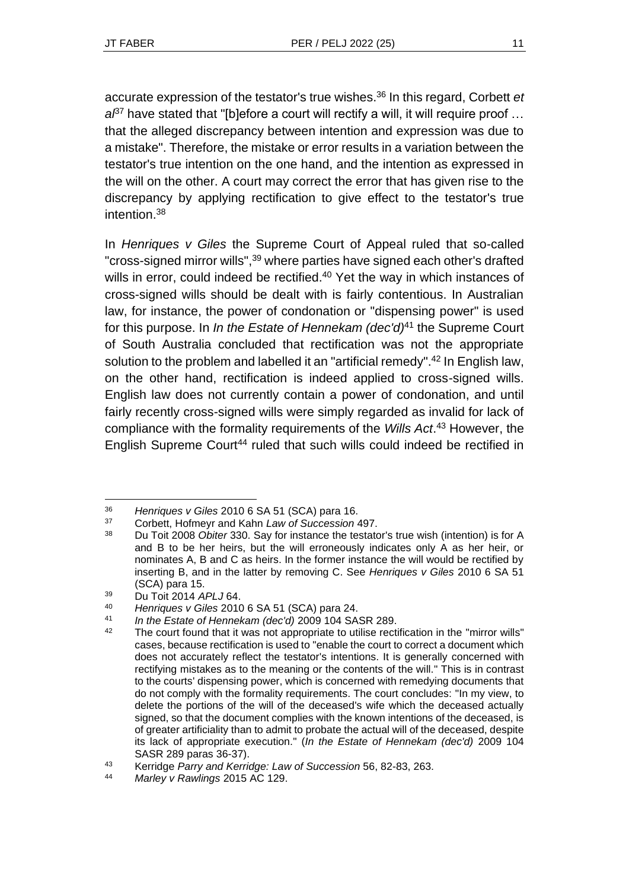accurate expression of the testator's true wishes.[36] In this regard, Corbett *et al*[37] have stated that "[b]efore a court will rectify a will, it will require proof … that the alleged discrepancy between intention and expression was due to a mistake". Therefore, the mistake or error results in a variation between the testator's true intention on the one hand, and the intention as expressed in the will on the other. A court may correct the error that has given rise to the discrepancy by applying rectification to give effect to the testator's true intention.[38]

In *Henriques v Giles* the Supreme Court of Appeal ruled that so-called "cross-signed mirror wills",[39] where parties have signed each other's drafted wills in error, could indeed be rectified.[40] Yet the way in which instances of cross-signed wills should be dealt with is fairly contentious. In Australian law, for instance, the power of condonation or "dispensing power" is used for this purpose. In *In the Estate of Hennekam (dec'd)*[41] the Supreme Court of South Australia concluded that rectification was not the appropriate solution to the problem and labelled it an "artificial remedy".[42] In English law, on the other hand, rectification is indeed applied to cross-signed wills. English law does not currently contain a power of condonation, and until fairly recently cross-signed wills were simply regarded as invalid for lack of compliance with the formality requirements of the *Wills Act*.[43] However, the English Supreme Court[44] ruled that such wills could indeed be rectified in

---

[36] *Henriques v Giles* 2010 6 SA 51 (SCA) para 16.

[37] Corbett, Hofmeyr and Kahn *Law of Succession* 497.

[38] Du Toit 2008 *Obiter* 330. Say for instance the testator's true wish (intention) is for A and B to be her heirs, but the will erroneously indicates only A as her heir, or nominates A, B and C as heirs. In the former instance the will would be rectified by inserting B, and in the latter by removing C. See *Henriques v Giles* 2010 6 SA 51 (SCA) para 15.

[39] Du Toit 2014 *APLJ* 64.

[40] *Henriques v Giles* 2010 6 SA 51 (SCA) para 24.

[41] *In the Estate of Hennekam (dec'd)* 2009 104 SASR 289.

[42] The court found that it was not appropriate to utilise rectification in the "mirror wills" cases, because rectification is used to "enable the court to correct a document which does not accurately reflect the testator's intentions. It is generally concerned with rectifying mistakes as to the meaning or the contents of the will." This is in contrast to the courts' dispensing power, which is concerned with remedying documents that do not comply with the formality requirements. The court concludes: "In my view, to delete the portions of the will of the deceased's wife which the deceased actually signed, so that the document complies with the known intentions of the deceased, is of greater artificiality than to admit to probate the actual will of the deceased, despite its lack of appropriate execution." (*In the Estate of Hennekam (dec'd)* 2009 104 SASR 289 paras 36-37).

[43] Kerridge *Parry and Kerridge: Law of Succession* 56, 82-83, 263.

[44] *Marley v Rawlings* 2015 AC 129.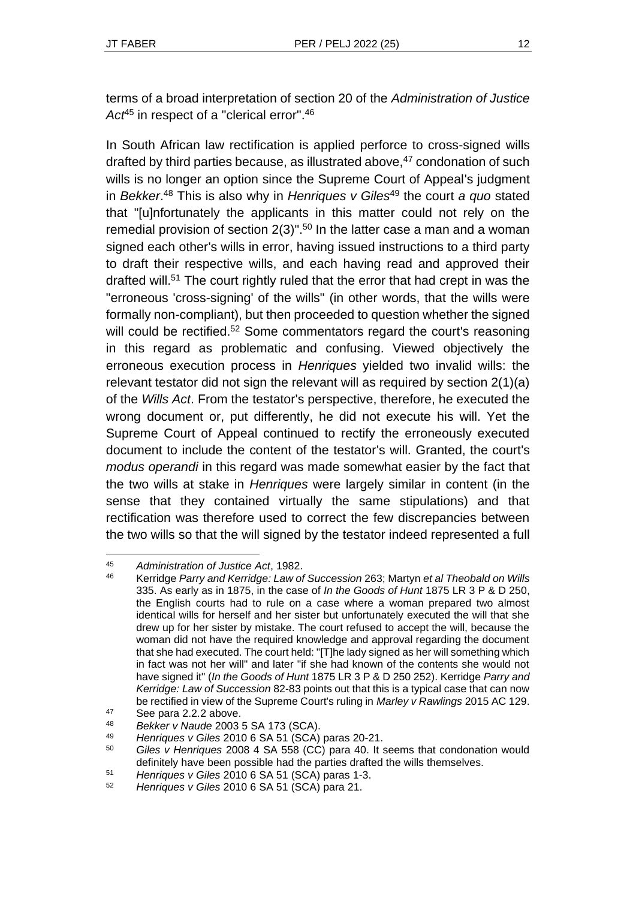terms of a broad interpretation of section 20 of the *Administration of Justice Act*[45] in respect of a "clerical error".[46]

In South African law rectification is applied perforce to cross-signed wills drafted by third parties because, as illustrated above,[47] condonation of such wills is no longer an option since the Supreme Court of Appeal's judgment in *Bekker*.[48] This is also why in *Henriques v Giles*[49] the court *a quo* stated that "[u]nfortunately the applicants in this matter could not rely on the remedial provision of section 2(3)".[50] In the latter case a man and a woman signed each other's wills in error, having issued instructions to a third party to draft their respective wills, and each having read and approved their drafted will.[51] The court rightly ruled that the error that had crept in was the "erroneous 'cross-signing' of the wills" (in other words, that the wills were formally non-compliant), but then proceeded to question whether the signed will could be rectified.[52] Some commentators regard the court's reasoning in this regard as problematic and confusing. Viewed objectively the erroneous execution process in *Henriques* yielded two invalid wills: the relevant testator did not sign the relevant will as required by section 2(1)(a) of the *Wills Act*. From the testator's perspective, therefore, he executed the wrong document or, put differently, he did not execute his will. Yet the Supreme Court of Appeal continued to rectify the erroneously executed document to include the content of the testator's will. Granted, the court's *modus operandi* in this regard was made somewhat easier by the fact that the two wills at stake in *Henriques* were largely similar in content (in the sense that they contained virtually the same stipulations) and that rectification was therefore used to correct the few discrepancies between the two wills so that the will signed by the testator indeed represented a full

---

[45] *Administration of Justice Act*, 1982.

[46] Kerridge *Parry and Kerridge: Law of Succession* 263; Martyn *et al Theobald on Wills* 335. As early as in 1875, in the case of *In the Goods of Hunt* 1875 LR 3 P & D 250, the English courts had to rule on a case where a woman prepared two almost identical wills for herself and her sister but unfortunately executed the will that she drew up for her sister by mistake. The court refused to accept the will, because the woman did not have the required knowledge and approval regarding the document that she had executed. The court held: "[T]he lady signed as her will something which in fact was not her will" and later "if she had known of the contents she would not have signed it" (*In the Goods of Hunt* 1875 LR 3 P & D 250 252). Kerridge *Parry and Kerridge: Law of Succession* 82-83 points out that this is a typical case that can now be rectified in view of the Supreme Court's ruling in *Marley v Rawlings* 2015 AC 129.

[47] See para 2.2.2 above.

[48] *Bekker v Naude* 2003 5 SA 173 (SCA).

[49] *Henriques v Giles* 2010 6 SA 51 (SCA) paras 20-21.

[50] *Giles v Henriques* 2008 4 SA 558 (CC) para 40. It seems that condonation would definitely have been possible had the parties drafted the wills themselves.

[51] *Henriques v Giles* 2010 6 SA 51 (SCA) paras 1-3.

[52] *Henriques v Giles* 2010 6 SA 51 (SCA) para 21.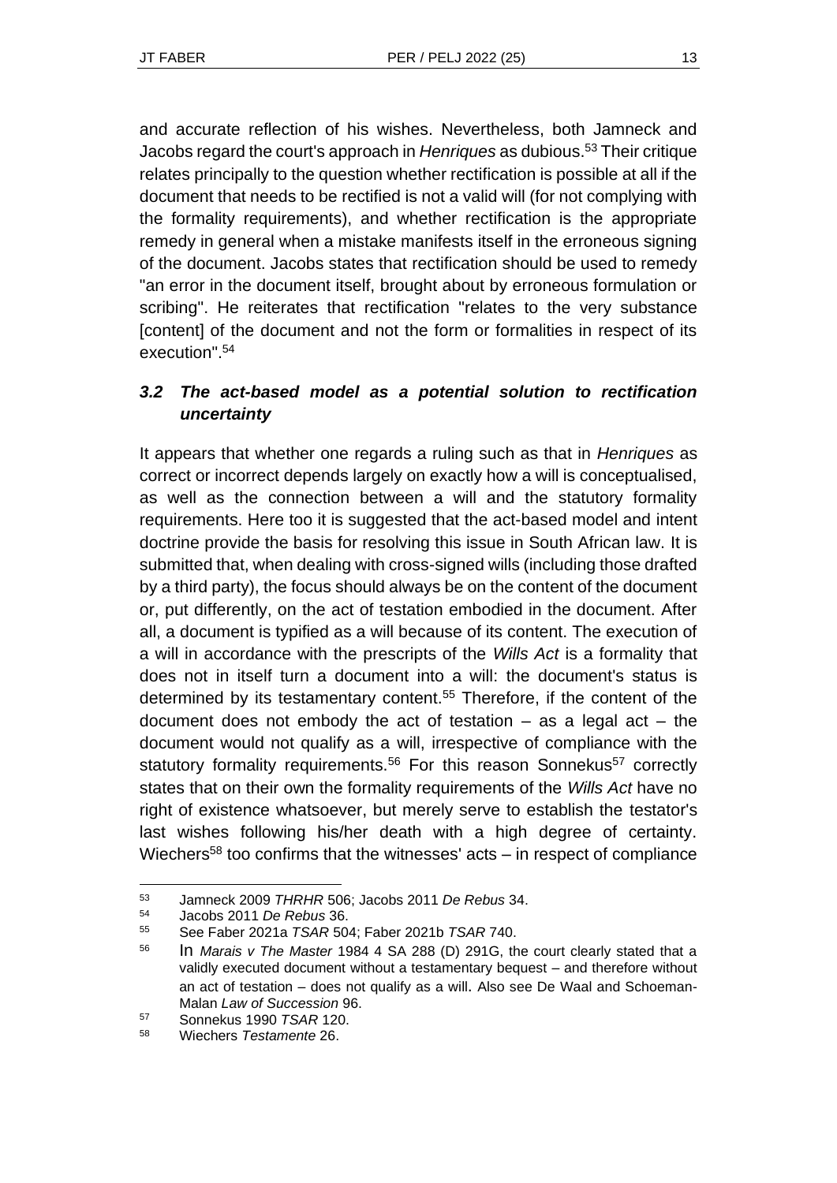and accurate reflection of his wishes. Nevertheless, both Jamneck and Jacobs regard the court's approach in *Henriques* as dubious.[53] Their critique relates principally to the question whether rectification is possible at all if the document that needs to be rectified is not a valid will (for not complying with the formality requirements), and whether rectification is the appropriate remedy in general when a mistake manifests itself in the erroneous signing of the document. Jacobs states that rectification should be used to remedy "an error in the document itself, brought about by erroneous formulation or scribing". He reiterates that rectification "relates to the very substance [content] of the document and not the form or formalities in respect of its execution".[54]

### *3.2 The act-based model as a potential solution to rectification uncertainty*

It appears that whether one regards a ruling such as that in *Henriques* as correct or incorrect depends largely on exactly how a will is conceptualised, as well as the connection between a will and the statutory formality requirements. Here too it is suggested that the act-based model and intent doctrine provide the basis for resolving this issue in South African law. It is submitted that, when dealing with cross-signed wills (including those drafted by a third party), the focus should always be on the content of the document or, put differently, on the act of testation embodied in the document. After all, a document is typified as a will because of its content. The execution of a will in accordance with the prescripts of the *Wills Act* is a formality that does not in itself turn a document into a will: the document's status is determined by its testamentary content.[55] Therefore, if the content of the document does not embody the act of testation – as a legal act – the document would not qualify as a will, irrespective of compliance with the statutory formality requirements.[56] For this reason Sonnekus[57] correctly states that on their own the formality requirements of the *Wills Act* have no right of existence whatsoever, but merely serve to establish the testator's last wishes following his/her death with a high degree of certainty. Wiechers[58] too confirms that the witnesses' acts – in respect of compliance

---

[53] Jamneck 2009 *THRHR* 506; Jacobs 2011 *De Rebus* 34.

[54] Jacobs 2011 *De Rebus* 36.

[55] See Faber 2021a *TSAR* 504; Faber 2021b *TSAR* 740.

[56] In *Marais v The Master* 1984 4 SA 288 (D) 291G, the court clearly stated that a validly executed document without a testamentary bequest – and therefore without an act of testation – does not qualify as a will. Also see De Waal and Schoeman-Malan *Law of Succession* 96.

[57] Sonnekus 1990 *TSAR* 120.

[58] Wiechers *Testamente* 26.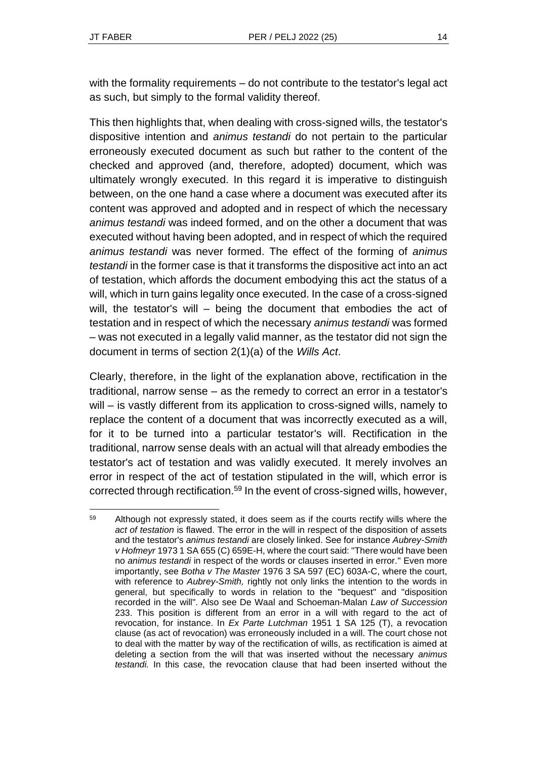with the formality requirements – do not contribute to the testator's legal act as such, but simply to the formal validity thereof.

This then highlights that, when dealing with cross-signed wills, the testator's dispositive intention and *animus testandi* do not pertain to the particular erroneously executed document as such but rather to the content of the checked and approved (and, therefore, adopted) document, which was ultimately wrongly executed. In this regard it is imperative to distinguish between, on the one hand a case where a document was executed after its content was approved and adopted and in respect of which the necessary *animus testandi* was indeed formed, and on the other a document that was executed without having been adopted, and in respect of which the required *animus testandi* was never formed. The effect of the forming of *animus testandi* in the former case is that it transforms the dispositive act into an act of testation, which affords the document embodying this act the status of a will, which in turn gains legality once executed. In the case of a cross-signed will, the testator's will – being the document that embodies the act of testation and in respect of which the necessary *animus testandi* was formed – was not executed in a legally valid manner, as the testator did not sign the document in terms of section 2(1)(a) of the *Wills Act*.

Clearly, therefore, in the light of the explanation above, rectification in the traditional, narrow sense – as the remedy to correct an error in a testator's will – is vastly different from its application to cross-signed wills, namely to replace the content of a document that was incorrectly executed as a will, for it to be turned into a particular testator's will. Rectification in the traditional, narrow sense deals with an actual will that already embodies the testator's act of testation and was validly executed. It merely involves an error in respect of the act of testation stipulated in the will, which error is corrected through rectification.[59] In the event of cross-signed wills, however,

---

[59] Although not expressly stated, it does seem as if the courts rectify wills where the *act of testation* is flawed. The error in the will in respect of the disposition of assets and the testator's *animus testandi* are closely linked. See for instance *Aubrey-Smith v Hofmeyr* 1973 1 SA 655 (C) 659E-H, where the court said: "There would have been no *animus testandi* in respect of the words or clauses inserted in error." Even more importantly, see *Botha v The Master* 1976 3 SA 597 (EC) 603A-C, where the court, with reference to *Aubrey-Smith,* rightly not only links the intention to the words in general, but specifically to words in relation to the "bequest" and "disposition recorded in the will". Also see De Waal and Schoeman-Malan *Law of Succession* 233. This position is different from an error in a will with regard to the act of revocation, for instance. In *Ex Parte Lutchman* 1951 1 SA 125 (T), a revocation clause (as act of revocation) was erroneously included in a will. The court chose not to deal with the matter by way of the rectification of wills, as rectification is aimed at deleting a section from the will that was inserted without the necessary *animus testandi.* In this case, the revocation clause that had been inserted without the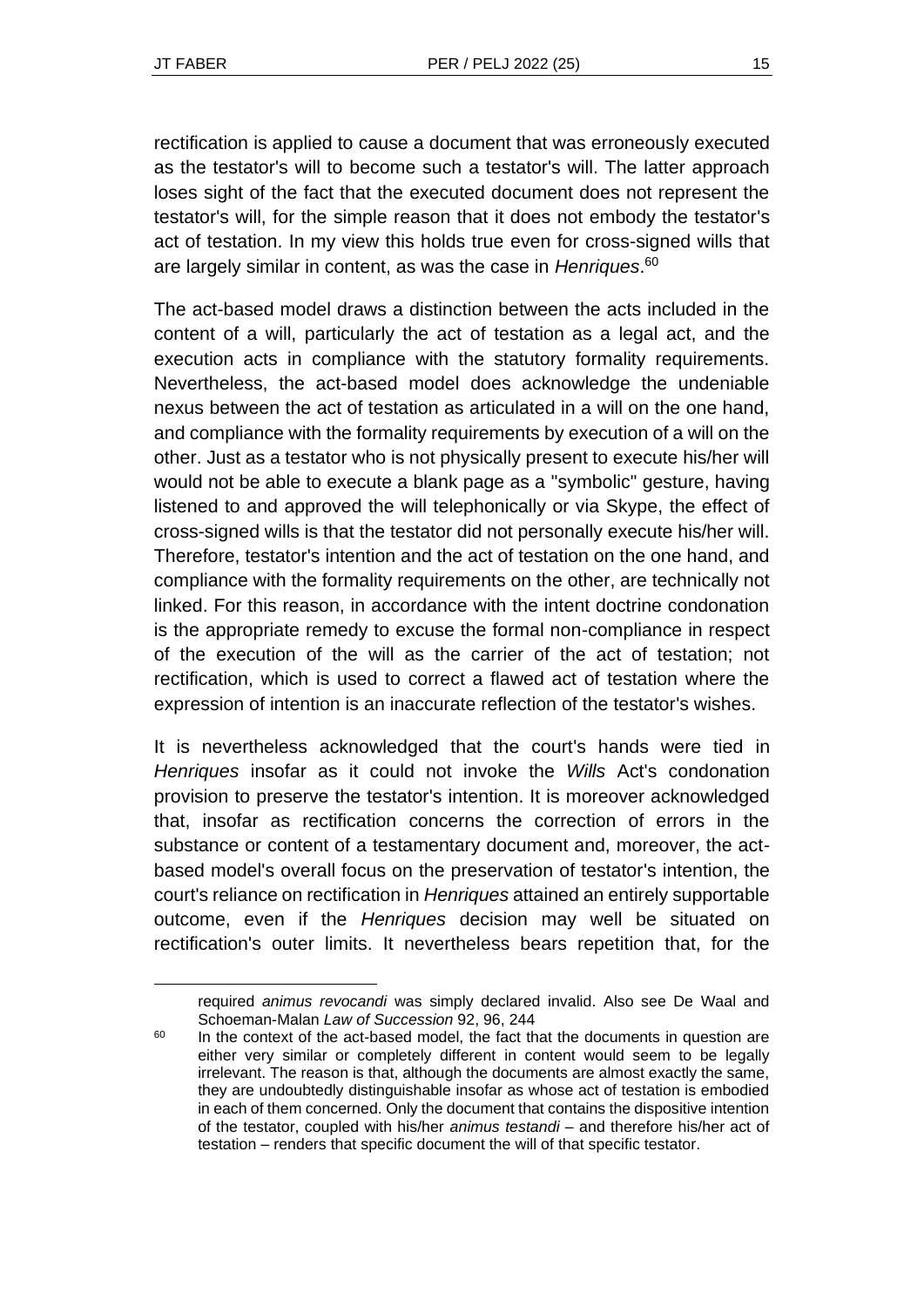rectification is applied to cause a document that was erroneously executed as the testator's will to become such a testator's will. The latter approach loses sight of the fact that the executed document does not represent the testator's will, for the simple reason that it does not embody the testator's act of testation. In my view this holds true even for cross-signed wills that are largely similar in content, as was the case in *Henriques*.[60]

The act-based model draws a distinction between the acts included in the content of a will, particularly the act of testation as a legal act, and the execution acts in compliance with the statutory formality requirements. Nevertheless, the act-based model does acknowledge the undeniable nexus between the act of testation as articulated in a will on the one hand, and compliance with the formality requirements by execution of a will on the other. Just as a testator who is not physically present to execute his/her will would not be able to execute a blank page as a "symbolic" gesture, having listened to and approved the will telephonically or via Skype, the effect of cross-signed wills is that the testator did not personally execute his/her will. Therefore, testator's intention and the act of testation on the one hand, and compliance with the formality requirements on the other, are technically not linked. For this reason, in accordance with the intent doctrine condonation is the appropriate remedy to excuse the formal non-compliance in respect of the execution of the will as the carrier of the act of testation; not rectification, which is used to correct a flawed act of testation where the expression of intention is an inaccurate reflection of the testator's wishes.

It is nevertheless acknowledged that the court's hands were tied in *Henriques* insofar as it could not invoke the *Wills* Act's condonation provision to preserve the testator's intention. It is moreover acknowledged that, insofar as rectification concerns the correction of errors in the substance or content of a testamentary document and, moreover, the act-based model's overall focus on the preservation of testator's intention, the court's reliance on rectification in *Henriques* attained an entirely supportable outcome, even if the *Henriques* decision may well be situated on rectification's outer limits. It nevertheless bears repetition that, for the

---

required *animus revocandi* was simply declared invalid. Also see De Waal and Schoeman-Malan *Law of Succession* 92, 96, 244

[60] In the context of the act-based model, the fact that the documents in question are either very similar or completely different in content would seem to be legally irrelevant. The reason is that, although the documents are almost exactly the same, they are undoubtedly distinguishable insofar as whose act of testation is embodied in each of them concerned. Only the document that contains the dispositive intention of the testator, coupled with his/her *animus testandi* – and therefore his/her act of testation – renders that specific document the will of that specific testator.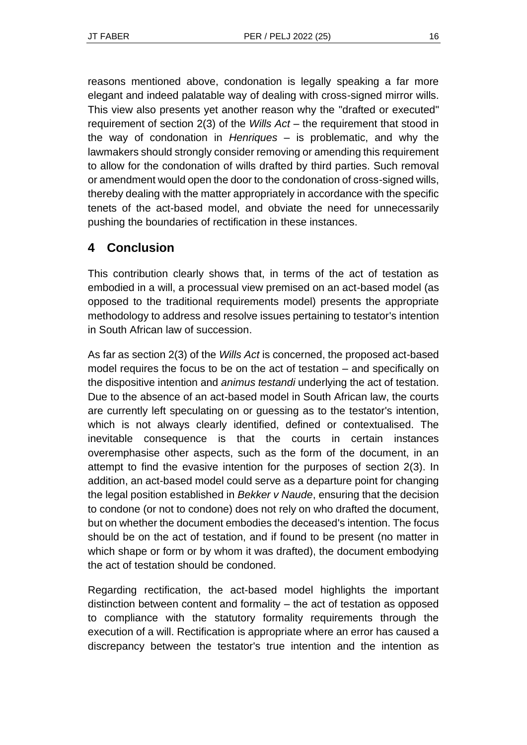reasons mentioned above, condonation is legally speaking a far more elegant and indeed palatable way of dealing with cross-signed mirror wills. This view also presents yet another reason why the "drafted or executed" requirement of section 2(3) of the *Wills Act* – the requirement that stood in the way of condonation in *Henriques* – is problematic, and why the lawmakers should strongly consider removing or amending this requirement to allow for the condonation of wills drafted by third parties. Such removal or amendment would open the door to the condonation of cross-signed wills, thereby dealing with the matter appropriately in accordance with the specific tenets of the act-based model, and obviate the need for unnecessarily pushing the boundaries of rectification in these instances.

## 4 Conclusion

This contribution clearly shows that, in terms of the act of testation as embodied in a will, a processual view premised on an act-based model (as opposed to the traditional requirements model) presents the appropriate methodology to address and resolve issues pertaining to testator's intention in South African law of succession.

As far as section 2(3) of the *Wills Act* is concerned, the proposed act-based model requires the focus to be on the act of testation – and specifically on the dispositive intention and *animus testandi* underlying the act of testation. Due to the absence of an act-based model in South African law, the courts are currently left speculating on or guessing as to the testator's intention, which is not always clearly identified, defined or contextualised. The inevitable consequence is that the courts in certain instances overemphasise other aspects, such as the form of the document, in an attempt to find the evasive intention for the purposes of section 2(3). In addition, an act-based model could serve as a departure point for changing the legal position established in *Bekker v Naude*, ensuring that the decision to condone (or not to condone) does not rely on who drafted the document, but on whether the document embodies the deceased's intention. The focus should be on the act of testation, and if found to be present (no matter in which shape or form or by whom it was drafted), the document embodying the act of testation should be condoned.

Regarding rectification, the act-based model highlights the important distinction between content and formality – the act of testation as opposed to compliance with the statutory formality requirements through the execution of a will. Rectification is appropriate where an error has caused a discrepancy between the testator's true intention and the intention as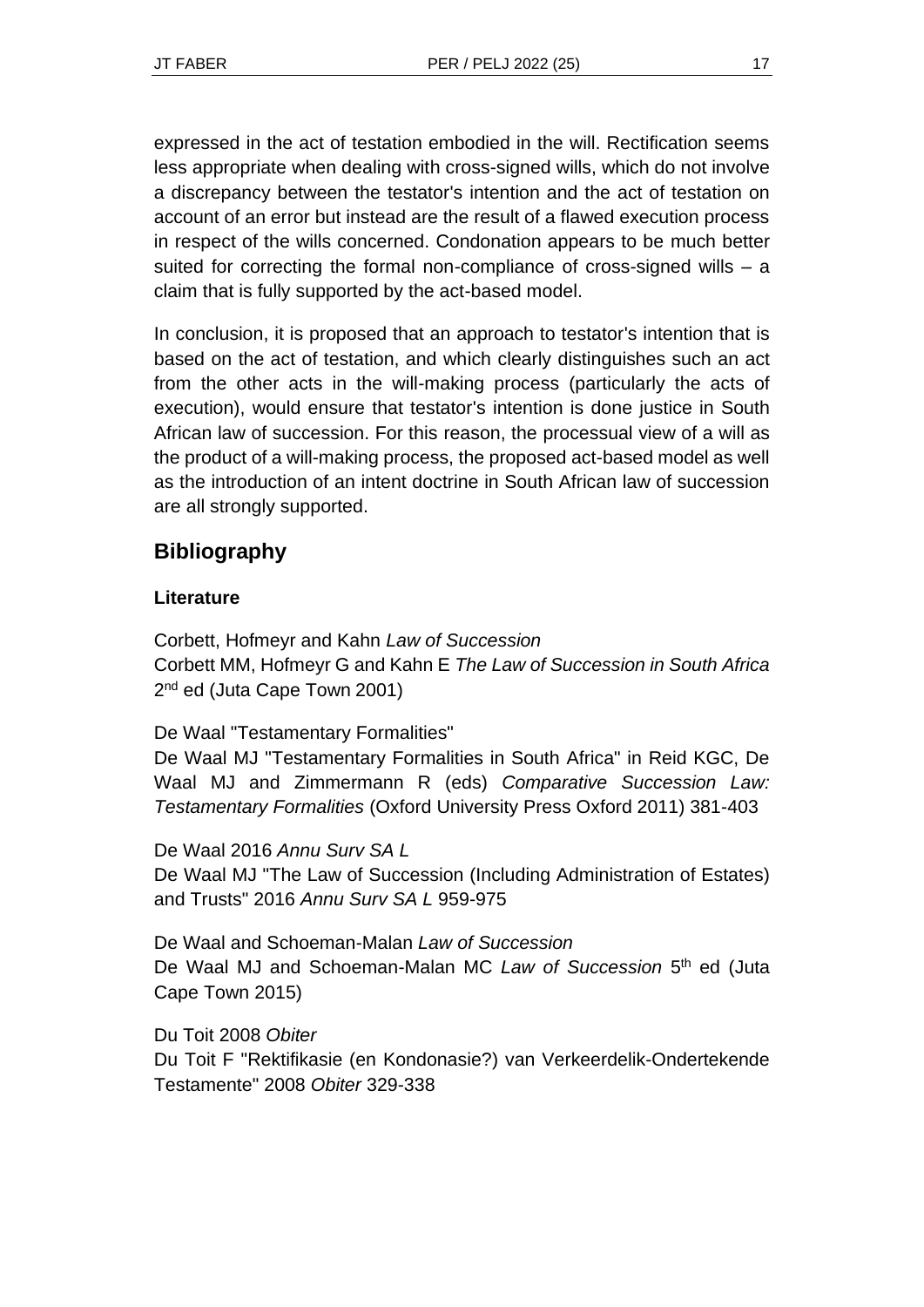expressed in the act of testation embodied in the will. Rectification seems less appropriate when dealing with cross-signed wills, which do not involve a discrepancy between the testator's intention and the act of testation on account of an error but instead are the result of a flawed execution process in respect of the wills concerned. Condonation appears to be much better suited for correcting the formal non-compliance of cross-signed wills – a claim that is fully supported by the act-based model.

In conclusion, it is proposed that an approach to testator's intention that is based on the act of testation, and which clearly distinguishes such an act from the other acts in the will-making process (particularly the acts of execution), would ensure that testator's intention is done justice in South African law of succession. For this reason, the processual view of a will as the product of a will-making process, the proposed act-based model as well as the introduction of an intent doctrine in South African law of succession are all strongly supported.

## Bibliography

### Literature

Corbett, Hofmeyr and Kahn *Law of Succession*
Corbett MM, Hofmeyr G and Kahn E *The Law of Succession in South Africa* 2nd ed (Juta Cape Town 2001)

De Waal "Testamentary Formalities"
De Waal MJ "Testamentary Formalities in South Africa" in Reid KGC, De Waal MJ and Zimmermann R (eds) *Comparative Succession Law: Testamentary Formalities* (Oxford University Press Oxford 2011) 381-403

De Waal 2016 *Annu Surv SA L*
De Waal MJ "The Law of Succession (Including Administration of Estates) and Trusts" 2016 *Annu Surv SA L* 959-975

De Waal and Schoeman-Malan *Law of Succession*
De Waal MJ and Schoeman-Malan MC *Law of Succession* 5th ed (Juta Cape Town 2015)

Du Toit 2008 *Obiter*
Du Toit F "Rektifikasie (en Kondonasie?) van Verkeerdelik-Ondertekende Testamente" 2008 *Obiter* 329-338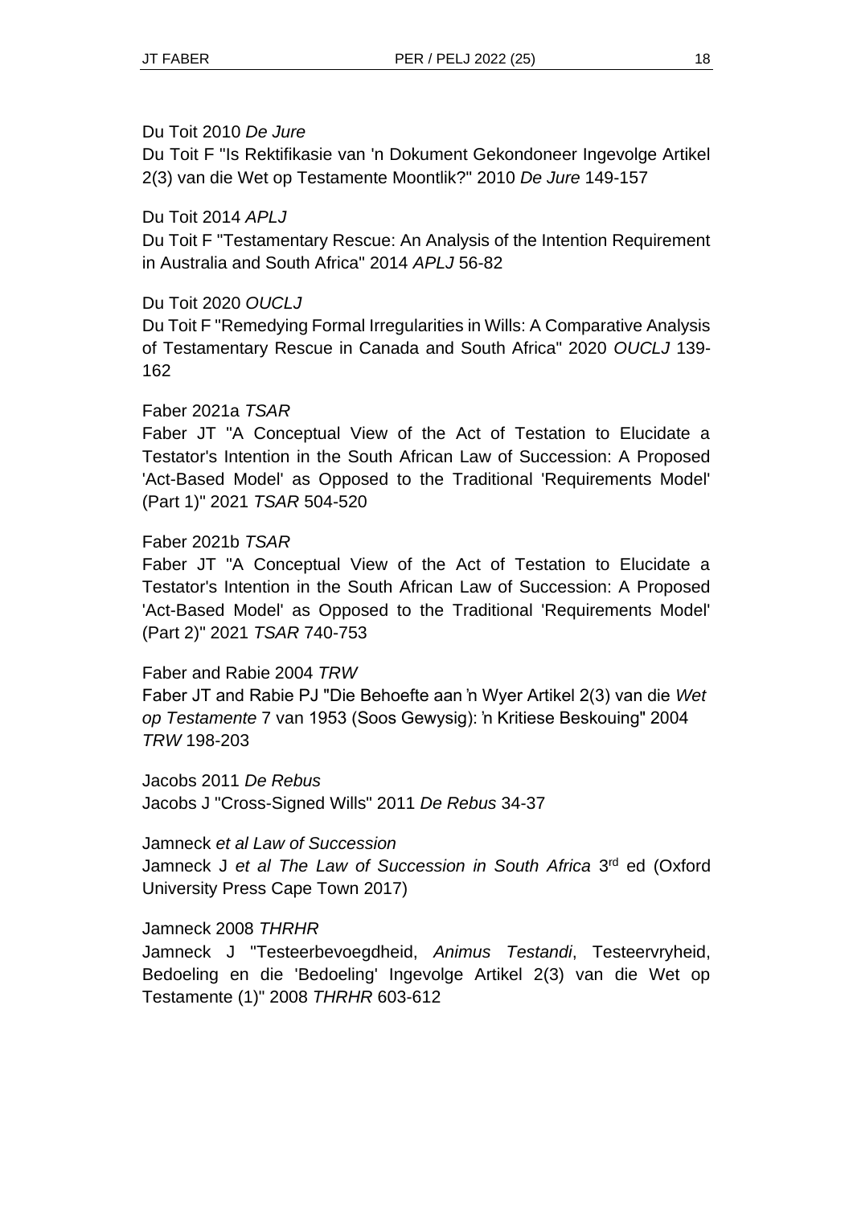Du Toit 2010 *De Jure*

Du Toit F "Is Rektifikasie van 'n Dokument Gekondoneer Ingevolge Artikel 2(3) van die Wet op Testamente Moontlik?" 2010 *De Jure* 149-157

Du Toit 2014 *APLJ*

Du Toit F "Testamentary Rescue: An Analysis of the Intention Requirement in Australia and South Africa" 2014 *APLJ* 56-82

Du Toit 2020 *OUCLJ*

Du Toit F "Remedying Formal Irregularities in Wills: A Comparative Analysis of Testamentary Rescue in Canada and South Africa" 2020 *OUCLJ* 139-162

Faber 2021a *TSAR*

Faber JT "A Conceptual View of the Act of Testation to Elucidate a Testator's Intention in the South African Law of Succession: A Proposed 'Act-Based Model' as Opposed to the Traditional 'Requirements Model' (Part 1)" 2021 *TSAR* 504-520

Faber 2021b *TSAR*

Faber JT "A Conceptual View of the Act of Testation to Elucidate a Testator's Intention in the South African Law of Succession: A Proposed 'Act-Based Model' as Opposed to the Traditional 'Requirements Model' (Part 2)" 2021 *TSAR* 740-753

Faber and Rabie 2004 *TRW*

Faber JT and Rabie PJ "Die Behoefte aan 'n Wyer Artikel 2(3) van die *Wet op Testamente* 7 van 1953 (Soos Gewysig): 'n Kritiese Beskouing" 2004 *TRW* 198-203

Jacobs 2011 *De Rebus*

Jacobs J "Cross-Signed Wills" 2011 *De Rebus* 34-37

Jamneck *et al Law of Succession*

Jamneck J *et al The Law of Succession in South Africa* 3rd ed (Oxford University Press Cape Town 2017)

Jamneck 2008 *THRHR*

Jamneck J "Testeerbevoegdheid, *Animus Testandi*, Testeervryheid, Bedoeling en die 'Bedoeling' Ingevolge Artikel 2(3) van die Wet op Testamente (1)" 2008 *THRHR* 603-612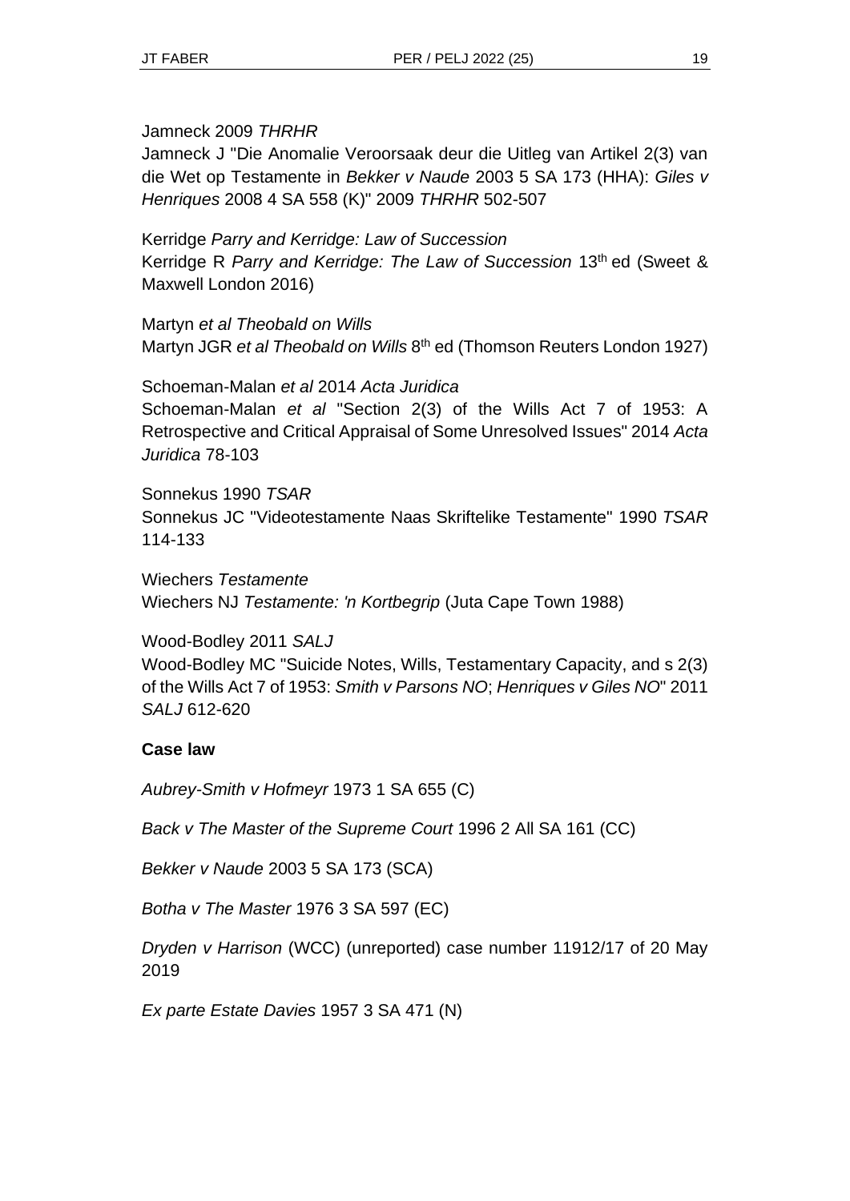Jamneck 2009 *THRHR*
Jamneck J "Die Anomalie Veroorsaak deur die Uitleg van Artikel 2(3) van die Wet op Testamente in *Bekker v Naude* 2003 5 SA 173 (HHA): *Giles v Henriques* 2008 4 SA 558 (K)" 2009 *THRHR* 502-507

Kerridge *Parry and Kerridge: Law of Succession*
Kerridge R *Parry and Kerridge: The Law of Succession* 13th ed (Sweet & Maxwell London 2016)

Martyn *et al Theobald on Wills*
Martyn JGR *et al Theobald on Wills* 8th ed (Thomson Reuters London 1927)

Schoeman-Malan *et al* 2014 *Acta Juridica*
Schoeman-Malan *et al* "Section 2(3) of the Wills Act 7 of 1953: A Retrospective and Critical Appraisal of Some Unresolved Issues" 2014 *Acta Juridica* 78-103

Sonnekus 1990 *TSAR*
Sonnekus JC "Videotestamente Naas Skriftelike Testamente" 1990 *TSAR* 114-133

Wiechers *Testamente*
Wiechers NJ *Testamente: 'n Kortbegrip* (Juta Cape Town 1988)

Wood-Bodley 2011 *SALJ*
Wood-Bodley MC "Suicide Notes, Wills, Testamentary Capacity, and s 2(3) of the Wills Act 7 of 1953: *Smith v Parsons NO*; *Henriques v Giles NO*" 2011 *SALJ* 612-620

**Case law**

*Aubrey-Smith v Hofmeyr* 1973 1 SA 655 (C)

*Back v The Master of the Supreme Court* 1996 2 All SA 161 (CC)

*Bekker v Naude* 2003 5 SA 173 (SCA)

*Botha v The Master* 1976 3 SA 597 (EC)

*Dryden v Harrison* (WCC) (unreported) case number 11912/17 of 20 May 2019

*Ex parte Estate Davies* 1957 3 SA 471 (N)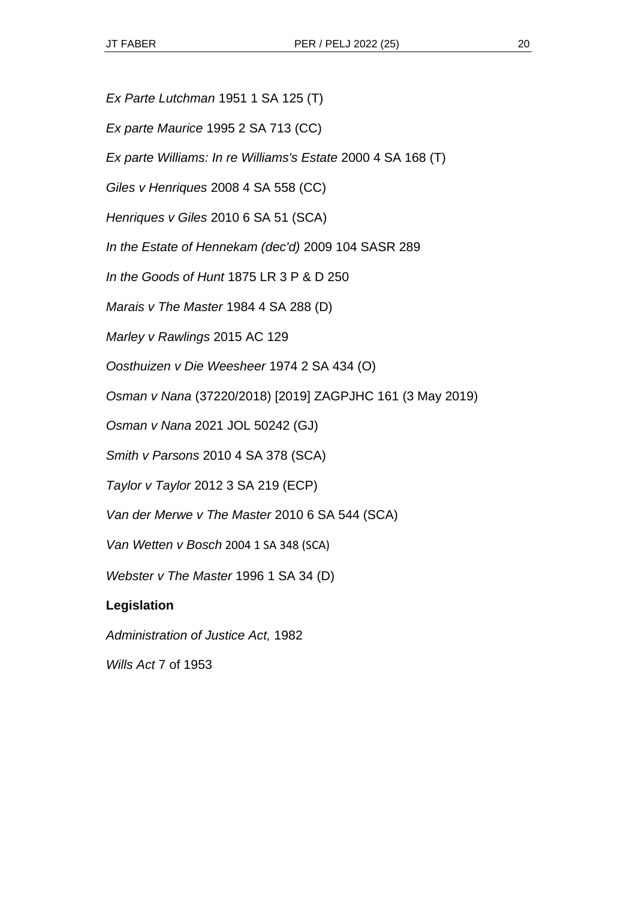*Ex Parte Lutchman* 1951 1 SA 125 (T)

*Ex parte Maurice* 1995 2 SA 713 (CC)

*Ex parte Williams: In re Williams's Estate* 2000 4 SA 168 (T)

*Giles v Henriques* 2008 4 SA 558 (CC)

*Henriques v Giles* 2010 6 SA 51 (SCA)

*In the Estate of Hennekam (dec'd)* 2009 104 SASR 289

*In the Goods of Hunt* 1875 LR 3 P & D 250

*Marais v The Master* 1984 4 SA 288 (D)

*Marley v Rawlings* 2015 AC 129

*Oosthuizen v Die Weesheer* 1974 2 SA 434 (O)

*Osman v Nana* (37220/2018) [2019] ZAGPJHC 161 (3 May 2019)

*Osman v Nana* 2021 JOL 50242 (GJ)

*Smith v Parsons* 2010 4 SA 378 (SCA)

*Taylor v Taylor* 2012 3 SA 219 (ECP)

*Van der Merwe v The Master* 2010 6 SA 544 (SCA)

*Van Wetten v Bosch* 2004 1 SA 348 (SCA)

*Webster v The Master* 1996 1 SA 34 (D)

**Legislation**

*Administration of Justice Act,* 1982

*Wills Act* 7 of 1953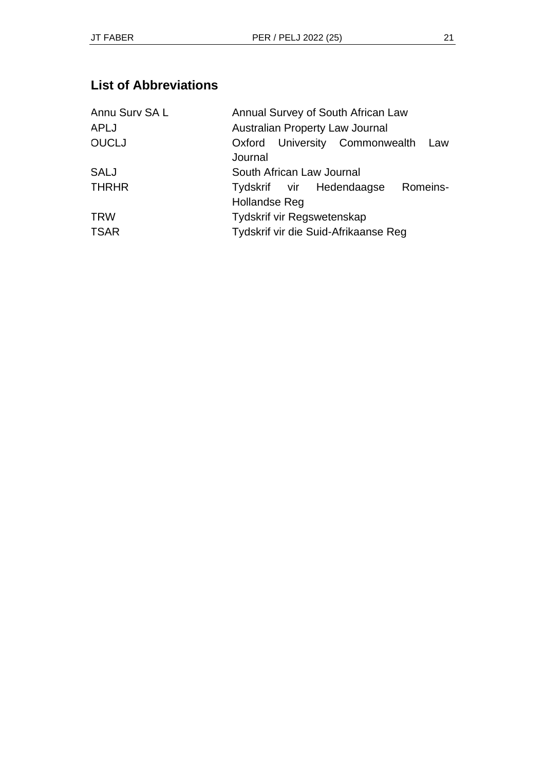## List of Abbreviations

| | |
|---|---|
| Annu Surv SA L | Annual Survey of South African Law |
| APLJ | Australian Property Law Journal |
| OUCLJ | Oxford University Commonwealth Law Journal |
| SALJ | South African Law Journal |
| THRHR | Tydskrif vir Hedendaagse Romeins-Hollandse Reg |
| TRW | Tydskrif vir Regswetenskap |
| TSAR | Tydskrif vir die Suid-Afrikaanse Reg |